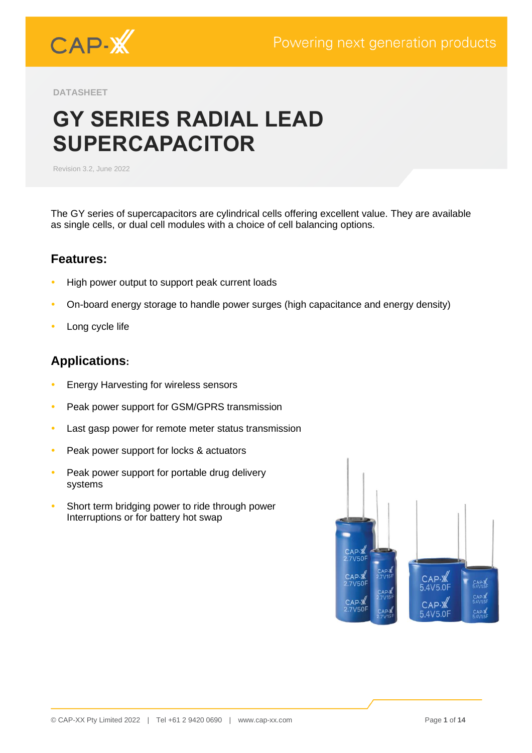CAP-XX

Powering next generation products

DATASHEET

# GY SERIES RADIAL LEAD SUPERCAPACITOR

Revision 3.2, June 2022

The GY series of supercapacitors are cylindrical cells offering excellent value. They are available as single cells, or dual cell modules with a choice of cell balancing options.

## Features:

- High power output to support peak current loads
- On-board energy storage to handle power surges (high capacitance and energy density)
- Long cycle life

## Applications:

- Energy Harvesting for wireless sensors
- Peak power support for GSM/GPRS transmission
- Last gasp power for remote meter status transmission
- Peak power support for locks & actuators
- Peak power support for portable drug delivery systems
- Short term bridging power to ride through power Interruptions or for battery hot swap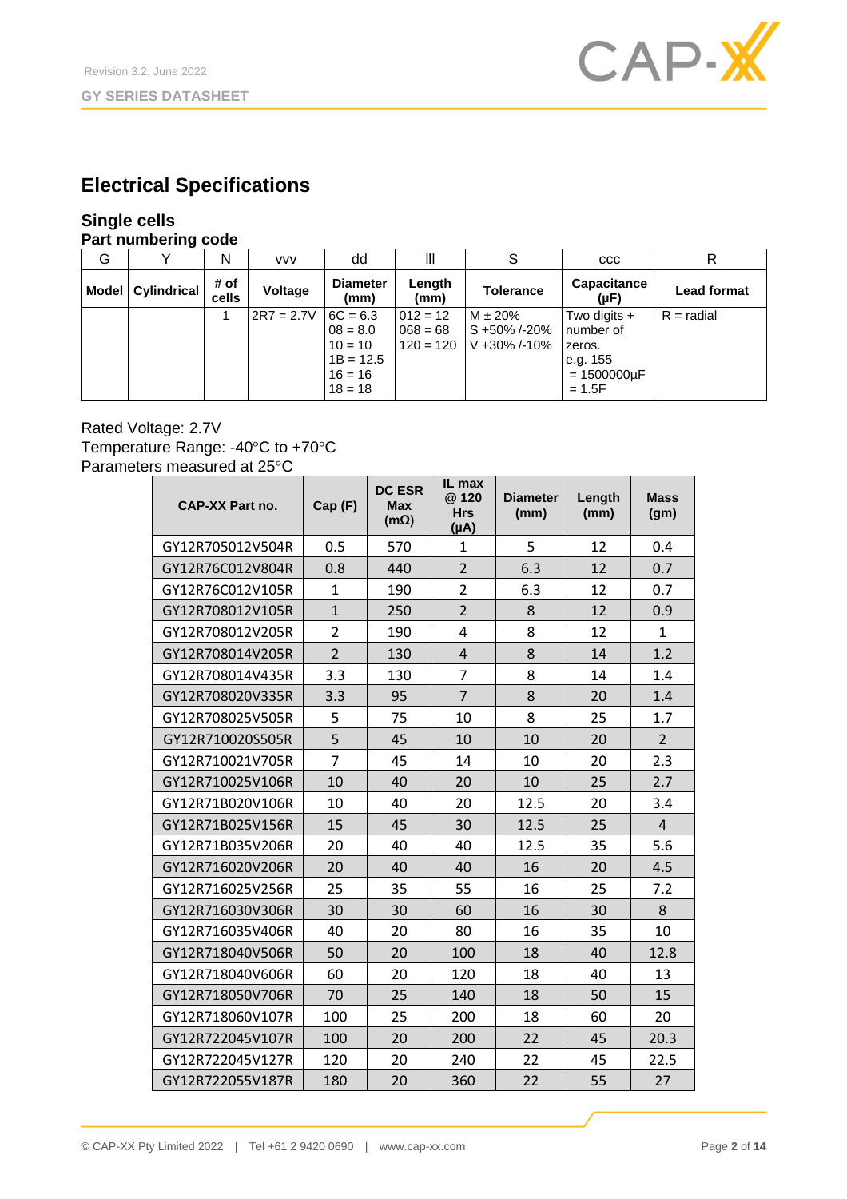## Electrical Specifications

### Single cells

**Part numbering code**

| G | Y | N | vvv | dd | lll | S | ccc | R |
|---|---|---|---|---|---|---|---|---|
| **Model** | **Cylindrical** | **# of cells** | **Voltage** | **Diameter (mm)** | **Length (mm)** | **Tolerance** | **Capacitance (µF)** | **Lead format** |
| | | 1 | 2R7 = 2.7V | 6C = 6.3<br>08 = 8.0<br>10 = 10<br>1B = 12.5<br>16 = 16<br>18 = 18 | 012 = 12<br>068 = 68<br>120 = 120 | M ± 20%<br>S +50% /-20%<br>V +30% /-10% | Two digits + number of zeros.<br>e.g. 155<br>= 1500000µF<br>= 1.5F | R = radial |

Rated Voltage: 2.7V
Temperature Range: -40°C to +70°C
Parameters measured at 25°C

| CAP-XX Part no. | Cap (F) | DC ESR Max (mΩ) | IL max @ 120 Hrs (µA) | Diameter (mm) | Length (mm) | Mass (gm) |
|---|---|---|---|---|---|---|
| GY12R705012V504R | 0.5 | 570 | 1 | 5 | 12 | 0.4 |
| GY12R76C012V804R | 0.8 | 440 | 2 | 6.3 | 12 | 0.7 |
| GY12R76C012V105R | 1 | 190 | 2 | 6.3 | 12 | 0.7 |
| GY12R708012V105R | 1 | 250 | 2 | 8 | 12 | 0.9 |
| GY12R708012V205R | 2 | 190 | 4 | 8 | 12 | 1 |
| GY12R708014V205R | 2 | 130 | 4 | 8 | 14 | 1.2 |
| GY12R708014V435R | 3.3 | 130 | 7 | 8 | 14 | 1.4 |
| GY12R708020V335R | 3.3 | 95 | 7 | 8 | 20 | 1.4 |
| GY12R708025V505R | 5 | 75 | 10 | 8 | 25 | 1.7 |
| GY12R710020S505R | 5 | 45 | 10 | 10 | 20 | 2 |
| GY12R710021V705R | 7 | 45 | 14 | 10 | 20 | 2.3 |
| GY12R710025V106R | 10 | 40 | 20 | 10 | 25 | 2.7 |
| GY12R71B020V106R | 10 | 40 | 20 | 12.5 | 20 | 3.4 |
| GY12R71B025V156R | 15 | 45 | 30 | 12.5 | 25 | 4 |
| GY12R71B035V206R | 20 | 40 | 40 | 12.5 | 35 | 5.6 |
| GY12R716020V206R | 20 | 40 | 40 | 16 | 20 | 4.5 |
| GY12R716025V256R | 25 | 35 | 55 | 16 | 25 | 7.2 |
| GY12R716030V306R | 30 | 30 | 60 | 16 | 30 | 8 |
| GY12R716035V406R | 40 | 20 | 80 | 16 | 35 | 10 |
| GY12R718040V506R | 50 | 20 | 100 | 18 | 40 | 12.8 |
| GY12R718040V606R | 60 | 20 | 120 | 18 | 40 | 13 |
| GY12R718050V706R | 70 | 25 | 140 | 18 | 50 | 15 |
| GY12R718060V107R | 100 | 25 | 200 | 18 | 60 | 20 |
| GY12R722045V107R | 100 | 20 | 200 | 22 | 45 | 20.3 |
| GY12R722045V127R | 120 | 20 | 240 | 22 | 45 | 22.5 |
| GY12R722055V187R | 180 | 20 | 360 | 22 | 55 | 27 |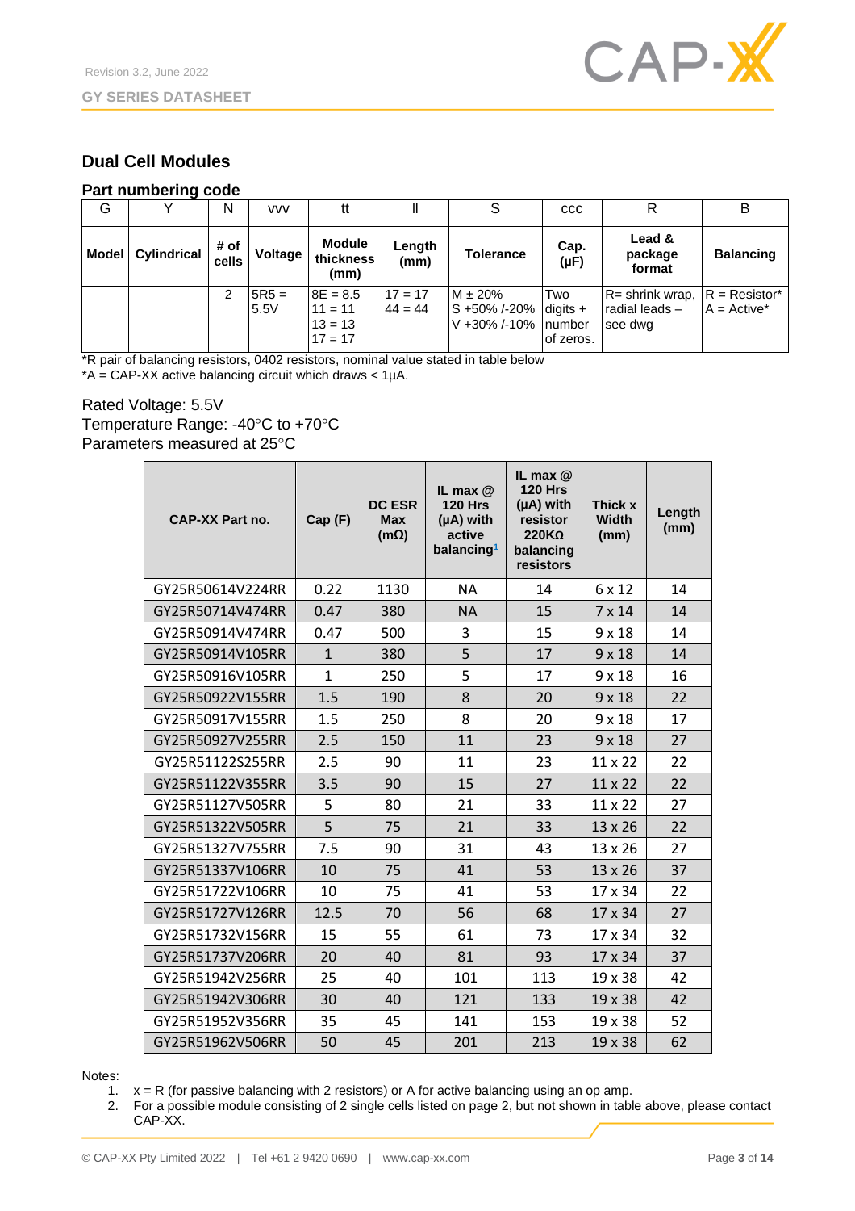## Dual Cell Modules

### Part numbering code

| G | Y | N | vvv | tt | ll | S | ccc | R | B |
|---|---|---|---|---|---|---|---|---|---|
| **Model** | **Cylindrical** | **# of cells** | **Voltage** | **Module thickness (mm)** | **Length (mm)** | **Tolerance** | **Cap. (µF)** | **Lead & package format** | **Balancing** |
| | | 2 | 5R5 = 5.5V | 8E = 8.5<br>11 = 11<br>13 = 13<br>17 = 17 | 17 = 17<br>44 = 44 | M ± 20%<br>S +50% /-20%<br>V +30% /-10% | Two digits + number of zeros. | R= shrink wrap, radial leads – see dwg | R = Resistor*<br>A = Active* |

*R pair of balancing resistors, 0402 resistors, nominal value stated in table below
*A = CAP-XX active balancing circuit which draws < 1µA.

Rated Voltage: 5.5V
Temperature Range: -40°C to +70°C
Parameters measured at 25°C

| CAP-XX Part no. | Cap (F) | DC ESR Max (mΩ) | IL max @ 120 Hrs (µA) with active balancing[1] | IL max @ 120 Hrs (µA) with resistor 220KΩ balancing resistors | Thick x Width (mm) | Length (mm) |
|---|---|---|---|---|---|---|
| GY25R50614V224RR | 0.22 | 1130 | NA | 14 | 6 x 12 | 14 |
| GY25R50714V474RR | 0.47 | 380 | NA | 15 | 7 x 14 | 14 |
| GY25R50914V474RR | 0.47 | 500 | 3 | 15 | 9 x 18 | 14 |
| GY25R50914V105RR | 1 | 380 | 5 | 17 | 9 x 18 | 14 |
| GY25R50916V105RR | 1 | 250 | 5 | 17 | 9 x 18 | 16 |
| GY25R50922V155RR | 1.5 | 190 | 8 | 20 | 9 x 18 | 22 |
| GY25R50917V155RR | 1.5 | 250 | 8 | 20 | 9 x 18 | 17 |
| GY25R50927V255RR | 2.5 | 150 | 11 | 23 | 9 x 18 | 27 |
| GY25R51122S255RR | 2.5 | 90 | 11 | 23 | 11 x 22 | 22 |
| GY25R51122V355RR | 3.5 | 90 | 15 | 27 | 11 x 22 | 22 |
| GY25R51127V505RR | 5 | 80 | 21 | 33 | 11 x 22 | 27 |
| GY25R51322V505RR | 5 | 75 | 21 | 33 | 13 x 26 | 22 |
| GY25R51327V755RR | 7.5 | 90 | 31 | 43 | 13 x 26 | 27 |
| GY25R51337V106RR | 10 | 75 | 41 | 53 | 13 x 26 | 37 |
| GY25R51722V106RR | 10 | 75 | 41 | 53 | 17 x 34 | 22 |
| GY25R51727V126RR | 12.5 | 70 | 56 | 68 | 17 x 34 | 27 |
| GY25R51732V156RR | 15 | 55 | 61 | 73 | 17 x 34 | 32 |
| GY25R51737V206RR | 20 | 40 | 81 | 93 | 17 x 34 | 37 |
| GY25R51942V256RR | 25 | 40 | 101 | 113 | 19 x 38 | 42 |
| GY25R51942V306RR | 30 | 40 | 121 | 133 | 19 x 38 | 42 |
| GY25R51952V356RR | 35 | 45 | 141 | 153 | 19 x 38 | 52 |
| GY25R51962V506RR | 50 | 45 | 201 | 213 | 19 x 38 | 62 |

Notes:

1. x = R (for passive balancing with 2 resistors) or A for active balancing using an op amp.
2. For a possible module consisting of 2 single cells listed on page 2, but not shown in table above, please contact CAP-XX.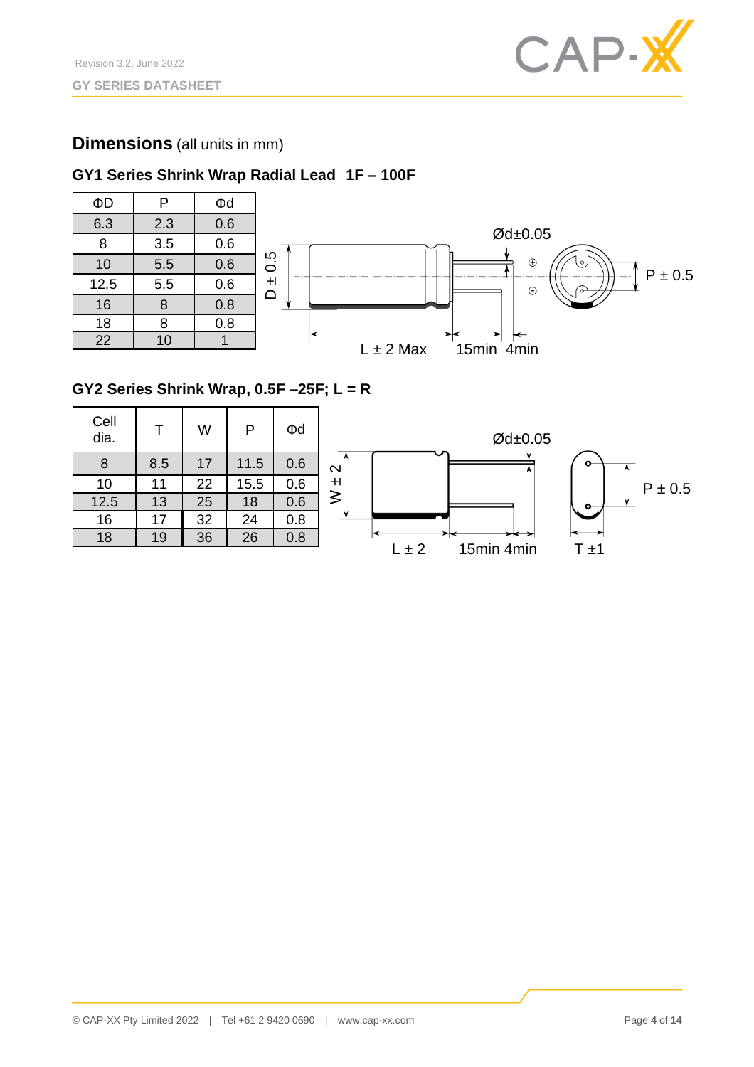## Dimensions (all units in mm)

### GY1 Series Shrink Wrap Radial Lead 1F – 100F

| ΦD | P | Φd |
|---|---|---|
| 6.3 | 2.3 | 0.6 |
| 8 | 3.5 | 0.6 |
| 10 | 5.5 | 0.6 |
| 12.5 | 5.5 | 0.6 |
| 16 | 8 | 0.8 |
| 18 | 8 | 0.8 |
| 22 | 10 | 1 |

Ød±0.05

D ± 0.5

P ± 0.5

L ± 2 Max 15min 4min

### GY2 Series Shrink Wrap, 0.5F –25F; L = R

| Cell dia. | T | W | P | Φd |
|---|---|---|---|---|
| 8 | 8.5 | 17 | 11.5 | 0.6 |
| 10 | 11 | 22 | 15.5 | 0.6 |
| 12.5 | 13 | 25 | 18 | 0.6 |
| 16 | 17 | 32 | 24 | 0.8 |
| 18 | 19 | 36 | 26 | 0.8 |

Ød±0.05

W ± 2

P ± 0.5

L ± 2 15min 4min T ±1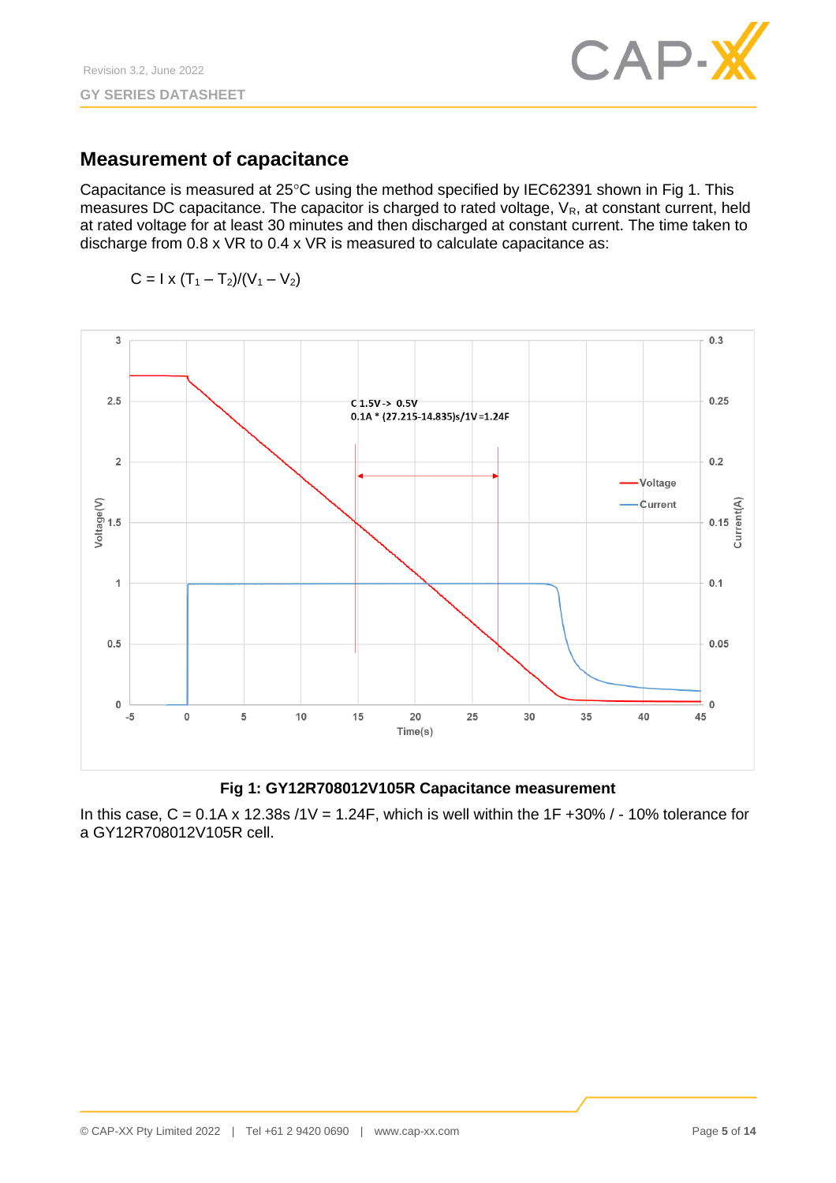## Measurement of capacitance

Capacitance is measured at 25°C using the method specified by IEC62391 shown in Fig 1. This measures DC capacitance. The capacitor is charged to rated voltage, $V_R$, at constant current, held at rated voltage for at least 30 minutes and then discharged at constant current. The time taken to discharge from 0.8 x VR to 0.4 x VR is measured to calculate capacitance as:

$$C = I \times (T_1 - T_2)/(V_1 - V_2)$$

**Fig 1: GY12R708012V105R Capacitance measurement**

In this case, C = 0.1A x 12.38s /1V = 1.24F, which is well within the 1F +30% / - 10% tolerance for a GY12R708012V105R cell.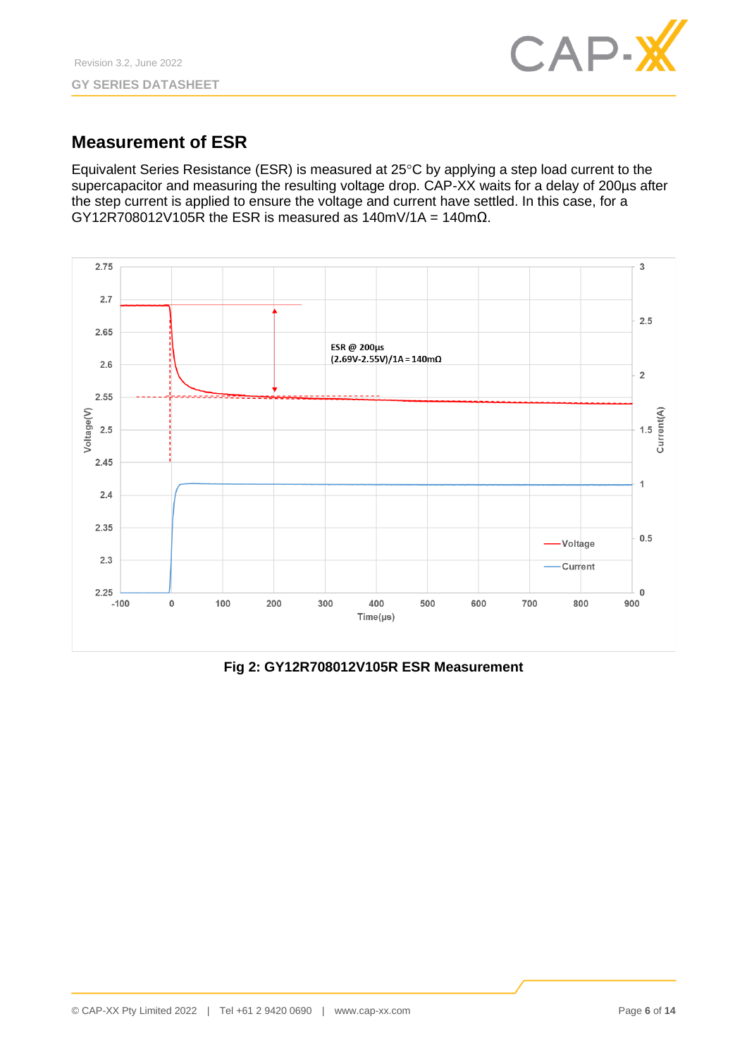## Measurement of ESR

Equivalent Series Resistance (ESR) is measured at 25°C by applying a step load current to the supercapacitor and measuring the resulting voltage drop. CAP-XX waits for a delay of 200µs after the step current is applied to ensure the voltage and current have settled. In this case, for a GY12R708012V105R the ESR is measured as 140mV/1A = 140mΩ.

**Fig 2: GY12R708012V105R ESR Measurement**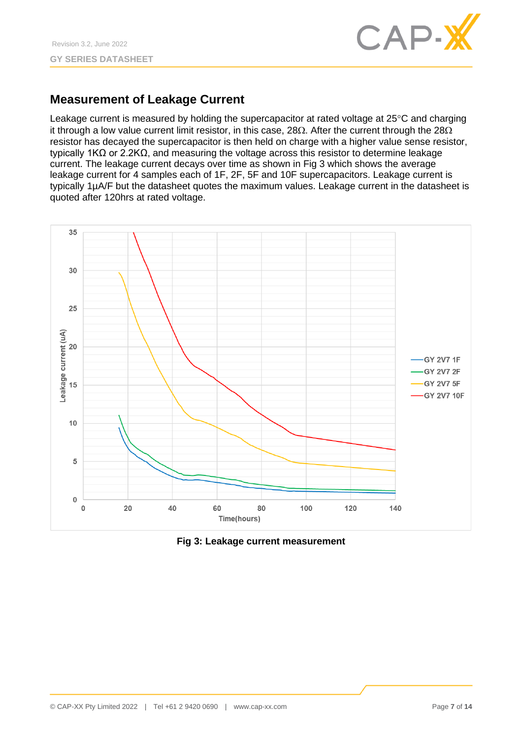## Measurement of Leakage Current

Leakage current is measured by holding the supercapacitor at rated voltage at 25°C and charging it through a low value current limit resistor, in this case, 28Ω. After the current through the 28Ω resistor has decayed the supercapacitor is then held on charge with a higher value sense resistor, typically 1KΩ or 2.2KΩ, and measuring the voltage across this resistor to determine leakage current. The leakage current decays over time as shown in Fig 3 which shows the average leakage current for 4 samples each of 1F, 2F, 5F and 10F supercapacitors. Leakage current is typically 1µA/F but the datasheet quotes the maximum values. Leakage current in the datasheet is quoted after 120hrs at rated voltage.

**Fig 3: Leakage current measurement**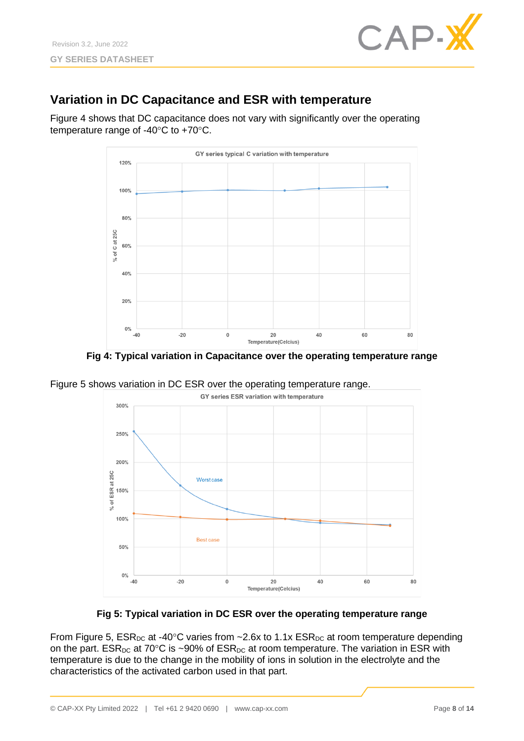## Variation in DC Capacitance and ESR with temperature

Figure 4 shows that DC capacitance does not vary with significantly over the operating temperature range of -40°C to +70°C.

**Fig 4: Typical variation in Capacitance over the operating temperature range**

Figure 5 shows variation in DC ESR over the operating temperature range.

**Fig 5: Typical variation in DC ESR over the operating temperature range**

From Figure 5, $ESR_{DC}$ at -40°C varies from ~2.6x to 1.1x $ESR_{DC}$ at room temperature depending on the part. $ESR_{DC}$ at 70°C is ~90% of $ESR_{DC}$ at room temperature. The variation in ESR with temperature is due to the change in the mobility of ions in solution in the electrolyte and the characteristics of the activated carbon used in that part.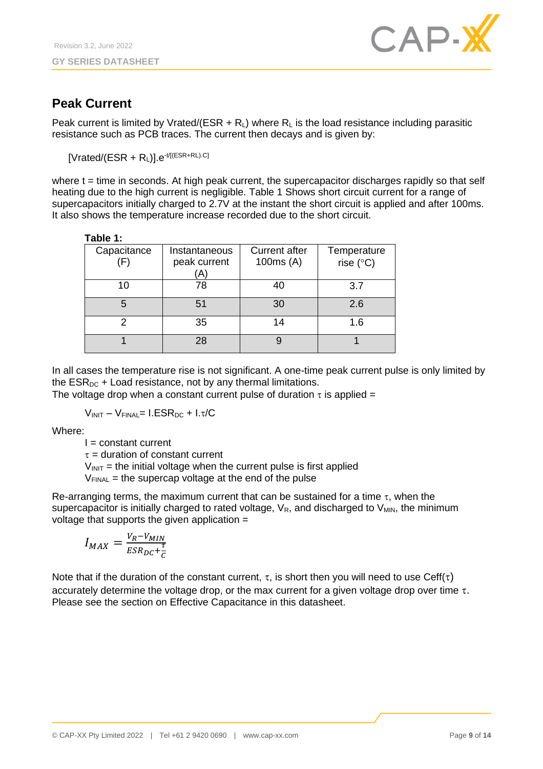## Peak Current

Peak current is limited by Vrated/(ESR + $R_L$) where $R_L$ is the load resistance including parasitic resistance such as PCB traces. The current then decays and is given by:

$$[\text{Vrated}/(\text{ESR} + R_L)].e^{-t/[(\text{ESR}+\text{RL}).\text{C}]}$$

where t = time in seconds. At high peak current, the supercapacitor discharges rapidly so that self heating due to the high current is negligible. Table 1 Shows short circuit current for a range of supercapacitors initially charged to 2.7V at the instant the short circuit is applied and after 100ms. It also shows the temperature increase recorded due to the short circuit.

**Table 1:**

| Capacitance (F) | Instantaneous peak current (A) | Current after 100ms (A) | Temperature rise (°C) |
|---|---|---|---|
| 10 | 78 | 40 | 3.7 |
| 5 | 51 | 30 | 2.6 |
| 2 | 35 | 14 | 1.6 |
| 1 | 28 | 9 | 1 |

In all cases the temperature rise is not significant. A one-time peak current pulse is only limited by the $ESR_{DC}$ + Load resistance, not by any thermal limitations.
The voltage drop when a constant current pulse of duration $\tau$ is applied =

$$V_{INIT} - V_{FINAL} = I.ESR_{DC} + I.\tau/C$$

Where:

- I = constant current
- $\tau$ = duration of constant current
- $V_{INIT}$ = the initial voltage when the current pulse is first applied
- $V_{FINAL}$ = the supercap voltage at the end of the pulse

Re-arranging terms, the maximum current that can be sustained for a time $\tau$, when the supercapacitor is initially charged to rated voltage, $V_R$, and discharged to $V_{MIN}$, the minimum voltage that supports the given application =

$$I_{MAX} = \frac{V_R - V_{MIN}}{ESR_{DC} + \frac{\tau}{C}}$$

Note that if the duration of the constant current, $\tau$, is short then you will need to use Ceff($\tau$) accurately determine the voltage drop, or the max current for a given voltage drop over time $\tau$. Please see the section on Effective Capacitance in this datasheet.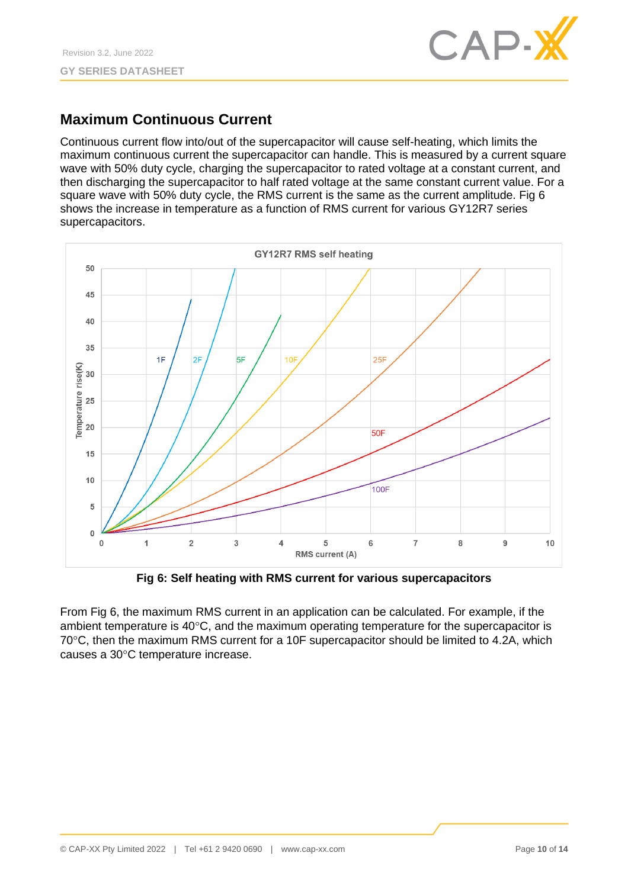## Maximum Continuous Current

Continuous current flow into/out of the supercapacitor will cause self-heating, which limits the maximum continuous current the supercapacitor can handle. This is measured by a current square wave with 50% duty cycle, charging the supercapacitor to rated voltage at a constant current, and then discharging the supercapacitor to half rated voltage at the same constant current value. For a square wave with 50% duty cycle, the RMS current is the same as the current amplitude. Fig 6 shows the increase in temperature as a function of RMS current for various GY12R7 series supercapacitors.

**Fig 6: Self heating with RMS current for various supercapacitors**

From Fig 6, the maximum RMS current in an application can be calculated. For example, if the ambient temperature is 40°C, and the maximum operating temperature for the supercapacitor is 70°C, then the maximum RMS current for a 10F supercapacitor should be limited to 4.2A, which causes a 30°C temperature increase.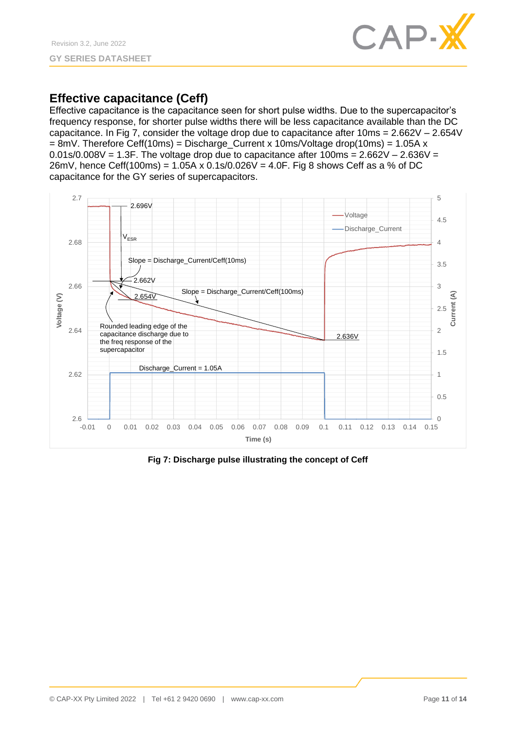## Effective capacitance (Ceff)

Effective capacitance is the capacitance seen for short pulse widths. Due to the supercapacitor's frequency response, for shorter pulse widths there will be less capacitance available than the DC capacitance. In Fig 7, consider the voltage drop due to capacitance after 10ms = 2.662V – 2.654V = 8mV. Therefore Ceff(10ms) = Discharge_Current x 10ms/Voltage drop(10ms) = 1.05A x 0.01s/0.008V = 1.3F. The voltage drop due to capacitance after 100ms = 2.662V – 2.636V = 26mV, hence Ceff(100ms) = 1.05A x 0.1s/0.026V = 4.0F. Fig 8 shows Ceff as a % of DC capacitance for the GY series of supercapacitors.

**Fig 7: Discharge pulse illustrating the concept of Ceff**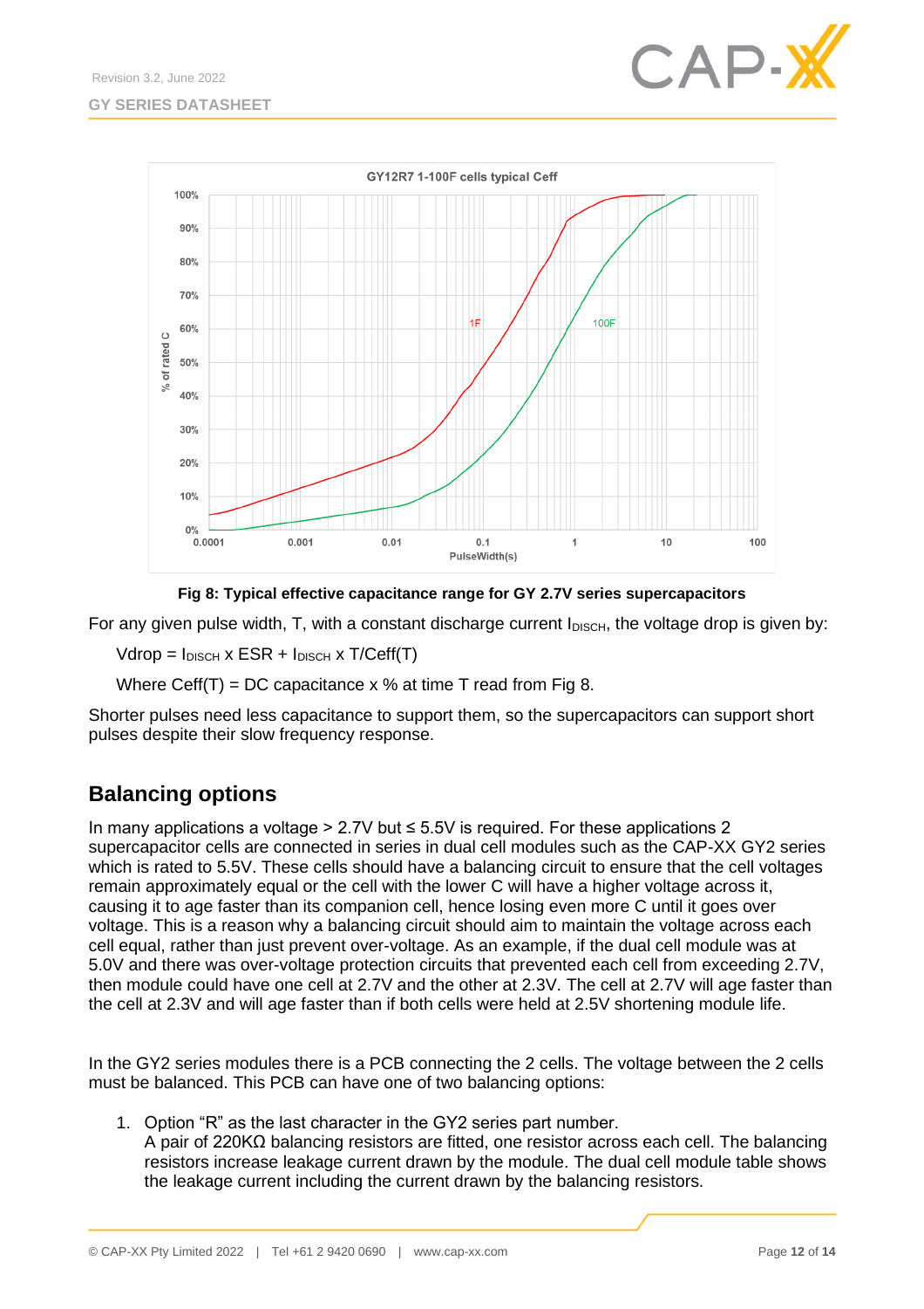Fig 8: Typical effective capacitance range for GY 2.7V series supercapacitors

For any given pulse width, T, with a constant discharge current $I_{DISCH}$, the voltage drop is given by:

$$Vdrop = I_{DISCH} \times ESR + I_{DISCH} \times T/Ceff(T)$$

Where Ceff(T) = DC capacitance x % at time T read from Fig 8.

Shorter pulses need less capacitance to support them, so the supercapacitors can support short pulses despite their slow frequency response.

## Balancing options

In many applications a voltage > 2.7V but ≤ 5.5V is required. For these applications 2 supercapacitor cells are connected in series in dual cell modules such as the CAP-XX GY2 series which is rated to 5.5V. These cells should have a balancing circuit to ensure that the cell voltages remain approximately equal or the cell with the lower C will have a higher voltage across it, causing it to age faster than its companion cell, hence losing even more C until it goes over voltage. This is a reason why a balancing circuit should aim to maintain the voltage across each cell equal, rather than just prevent over-voltage. As an example, if the dual cell module was at 5.0V and there was over-voltage protection circuits that prevented each cell from exceeding 2.7V, then module could have one cell at 2.7V and the other at 2.3V. The cell at 2.7V will age faster than the cell at 2.3V and will age faster than if both cells were held at 2.5V shortening module life.

In the GY2 series modules there is a PCB connecting the 2 cells. The voltage between the 2 cells must be balanced. This PCB can have one of two balancing options:

1. Option "R" as the last character in the GY2 series part number.
   A pair of 220KΩ balancing resistors are fitted, one resistor across each cell. The balancing resistors increase leakage current drawn by the module. The dual cell module table shows the leakage current including the current drawn by the balancing resistors.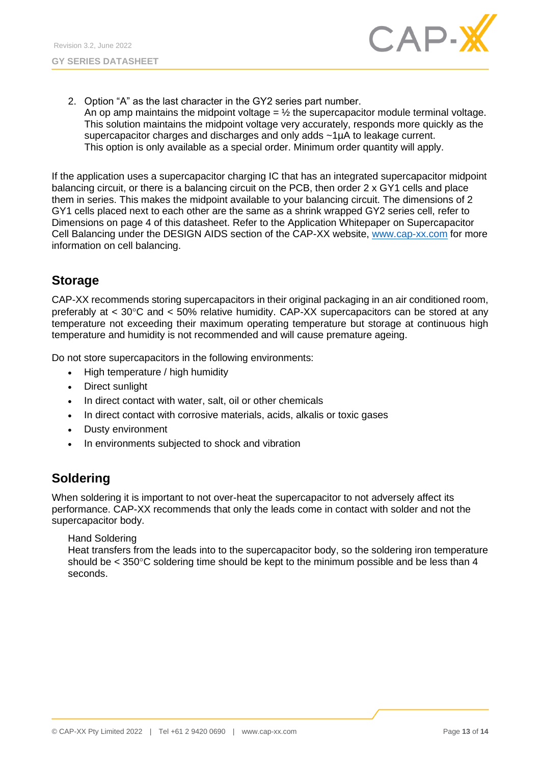2. Option “A” as the last character in the GY2 series part number.
   An op amp maintains the midpoint voltage = ½ the supercapacitor module terminal voltage. This solution maintains the midpoint voltage very accurately, responds more quickly as the supercapacitor charges and discharges and only adds ~1µA to leakage current.
   This option is only available as a special order. Minimum order quantity will apply.

If the application uses a supercapacitor charging IC that has an integrated supercapacitor midpoint balancing circuit, or there is a balancing circuit on the PCB, then order 2 x GY1 cells and place them in series. This makes the midpoint available to your balancing circuit. The dimensions of 2 GY1 cells placed next to each other are the same as a shrink wrapped GY2 series cell, refer to Dimensions on page 4 of this datasheet. Refer to the Application Whitepaper on Supercapacitor Cell Balancing under the DESIGN AIDS section of the CAP-XX website, www.cap-xx.com for more information on cell balancing.

## Storage

CAP-XX recommends storing supercapacitors in their original packaging in an air conditioned room, preferably at < 30°C and < 50% relative humidity. CAP-XX supercapacitors can be stored at any temperature not exceeding their maximum operating temperature but storage at continuous high temperature and humidity is not recommended and will cause premature ageing.

Do not store supercapacitors in the following environments:

- High temperature / high humidity
- Direct sunlight
- In direct contact with water, salt, oil or other chemicals
- In direct contact with corrosive materials, acids, alkalis or toxic gases
- Dusty environment
- In environments subjected to shock and vibration

## Soldering

When soldering it is important to not over-heat the supercapacitor to not adversely affect its performance. CAP-XX recommends that only the leads come in contact with solder and not the supercapacitor body.

Hand Soldering
Heat transfers from the leads into to the supercapacitor body, so the soldering iron temperature should be < 350°C soldering time should be kept to the minimum possible and be less than 4 seconds.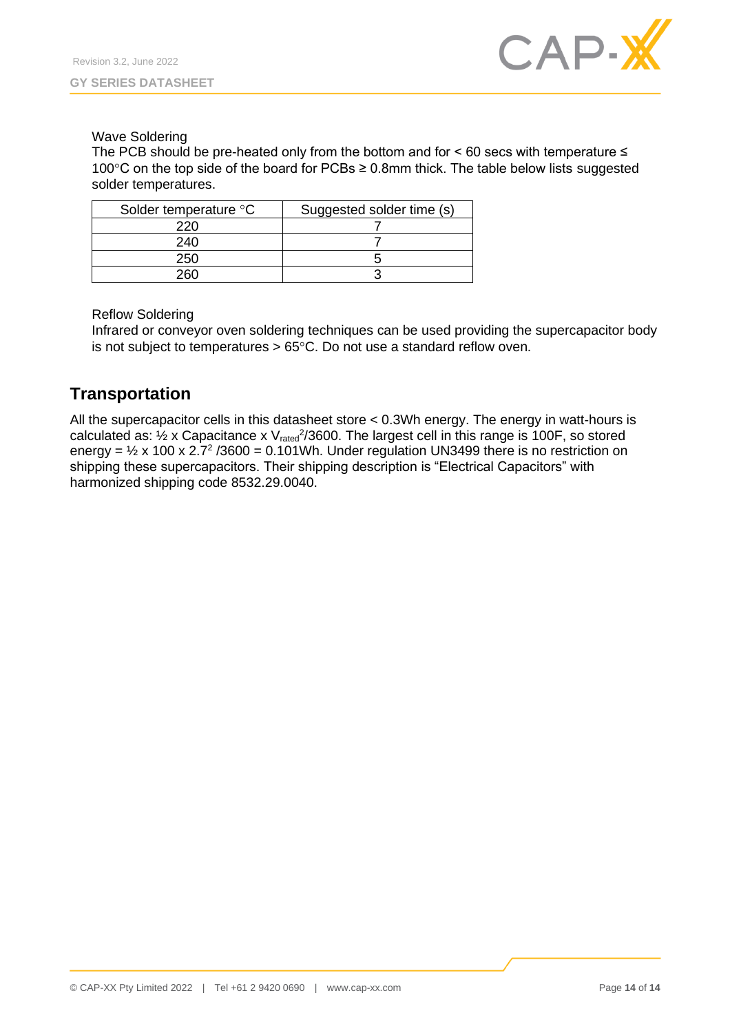Wave Soldering

The PCB should be pre-heated only from the bottom and for < 60 secs with temperature ≤ 100°C on the top side of the board for PCBs ≥ 0.8mm thick. The table below lists suggested solder temperatures.

| Solder temperature °C | Suggested solder time (s) |
|---|---|
| 220 | 7 |
| 240 | 7 |
| 250 | 5 |
| 260 | 3 |

Reflow Soldering

Infrared or conveyor oven soldering techniques can be used providing the supercapacitor body is not subject to temperatures > 65°C. Do not use a standard reflow oven.

## Transportation

All the supercapacitor cells in this datasheet store < 0.3Wh energy. The energy in watt-hours is calculated as: ½ x Capacitance x $V_{rated}^2/3600$. The largest cell in this range is 100F, so stored energy = ½ x 100 x $2.7^2$ /3600 = 0.101Wh. Under regulation UN3499 there is no restriction on shipping these supercapacitors. Their shipping description is "Electrical Capacitors" with harmonized shipping code 8532.29.0040.